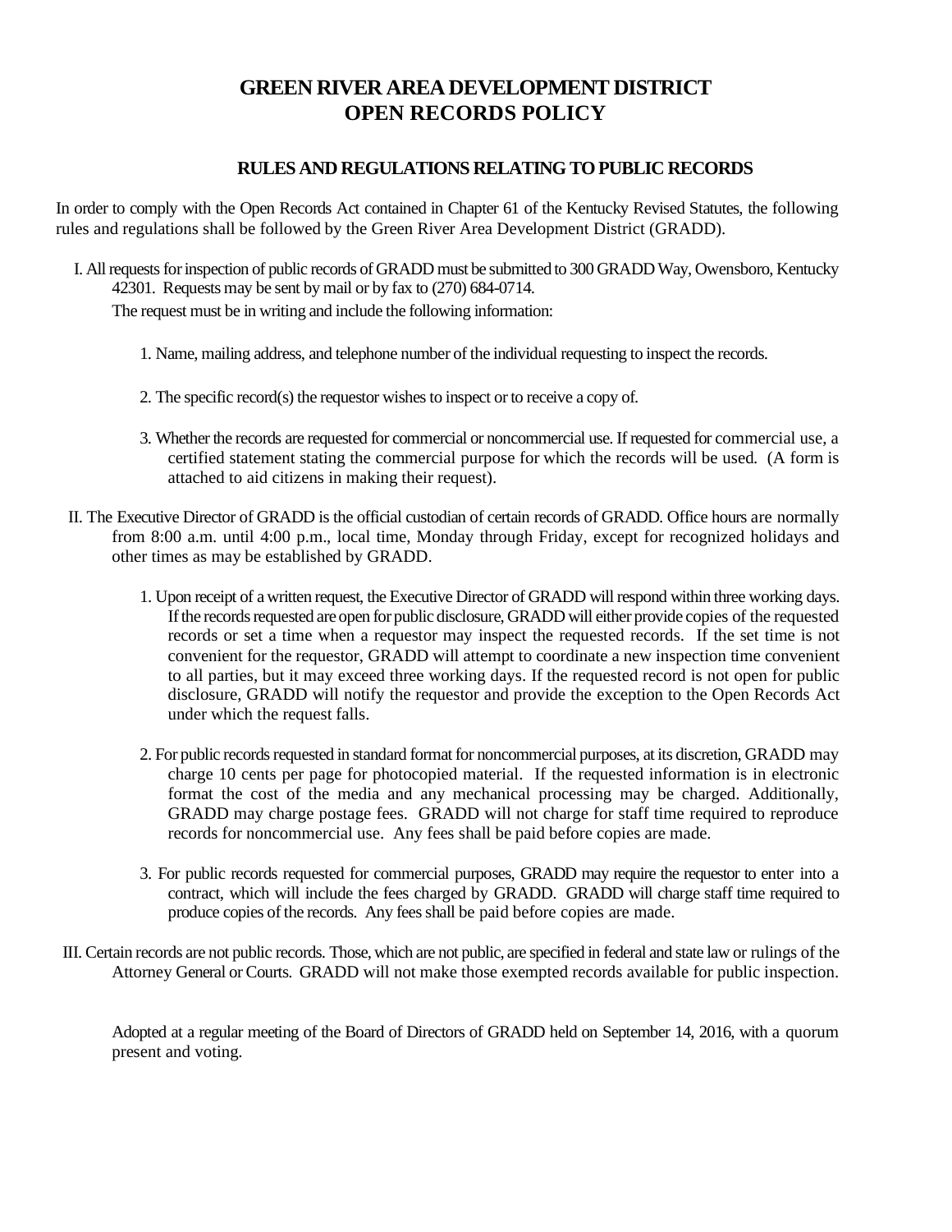# GREEN RIVER AREA DEVELOPMENT DISTRICT
# OPEN RECORDS POLICY

## RULES AND REGULATIONS RELATING TO PUBLIC RECORDS

In order to comply with the Open Records Act contained in Chapter 61 of the Kentucky Revised Statutes, the following rules and regulations shall be followed by the Green River Area Development District (GRADD).

I. All requests for inspection of public records of GRADD must be submitted to 300 GRADD Way, Owensboro, Kentucky 42301. Requests may be sent by mail or by fax to (270) 684-0714.

The request must be in writing and include the following information:

1. Name, mailing address, and telephone number of the individual requesting to inspect the records.
2. The specific record(s) the requestor wishes to inspect or to receive a copy of.
3. Whether the records are requested for commercial or noncommercial use. If requested for commercial use, a certified statement stating the commercial purpose for which the records will be used. (A form is attached to aid citizens in making their request).

II. The Executive Director of GRADD is the official custodian of certain records of GRADD. Office hours are normally from 8:00 a.m. until 4:00 p.m., local time, Monday through Friday, except for recognized holidays and other times as may be established by GRADD.

1. Upon receipt of a written request, the Executive Director of GRADD will respond within three working days. If the records requested are open for public disclosure, GRADD will either provide copies of the requested records or set a time when a requestor may inspect the requested records. If the set time is not convenient for the requestor, GRADD will attempt to coordinate a new inspection time convenient to all parties, but it may exceed three working days. If the requested record is not open for public disclosure, GRADD will notify the requestor and provide the exception to the Open Records Act under which the request falls.
2. For public records requested in standard format for noncommercial purposes, at its discretion, GRADD may charge 10 cents per page for photocopied material. If the requested information is in electronic format the cost of the media and any mechanical processing may be charged. Additionally, GRADD may charge postage fees. GRADD will not charge for staff time required to reproduce records for noncommercial use. Any fees shall be paid before copies are made.
3. For public records requested for commercial purposes, GRADD may require the requestor to enter into a contract, which will include the fees charged by GRADD. GRADD will charge staff time required to produce copies of the records. Any fees shall be paid before copies are made.

III. Certain records are not public records. Those, which are not public, are specified in federal and state law or rulings of the Attorney General or Courts. GRADD will not make those exempted records available for public inspection.

Adopted at a regular meeting of the Board of Directors of GRADD held on September 14, 2016, with a quorum present and voting.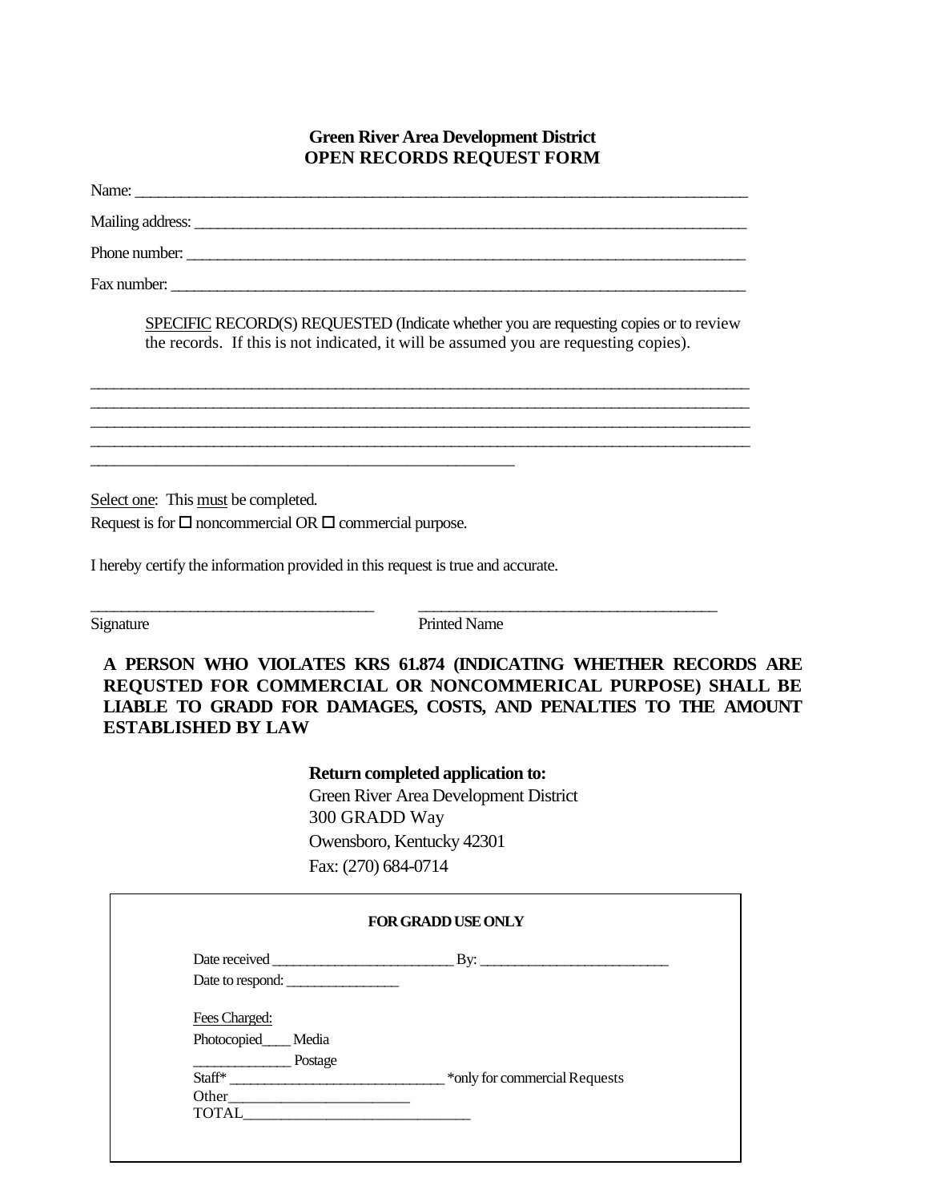**Green River Area Development District**
**OPEN RECORDS REQUEST FORM**

Name: ___________________________________________________________________________

Mailing address: _____________________________________________________________________

Phone number: _______________________________________________________________________

Fax number: _________________________________________________________________________

SPECIFIC RECORD(S) REQUESTED (Indicate whether you are requesting copies or to review the records. If this is not indicated, it will be assumed you are requesting copies).

_____________________________________________________________________________________
_____________________________________________________________________________________
_____________________________________________________________________________________
_____________________________________________________________________________________
_______________________________________________________

Select one: This must be completed.
Request is for ☐ noncommercial OR ☐ commercial purpose.

I hereby certify the information provided in this request is true and accurate.

_____________________________________ _______________________________________
Signature Printed Name

**A PERSON WHO VIOLATES KRS 61.874 (INDICATING WHETHER RECORDS ARE REQUSTED FOR COMMERCIAL OR NONCOMMERICAL PURPOSE) SHALL BE LIABLE TO GRADD FOR DAMAGES, COSTS, AND PENALTIES TO THE AMOUNT ESTABLISHED BY LAW**

**Return completed application to:**
Green River Area Development District
300 GRADD Way
Owensboro, Kentucky 42301
Fax: (270) 684-0714

**FOR GRADD USE ONLY**

Date received _________________________ By: ___________________________
Date to respond: ________________

Fees Charged:
Photocopied____ Media
______________ Postage
Staff* ______________________________ *only for commercial Requests
Other__________________________
TOTAL________________________________